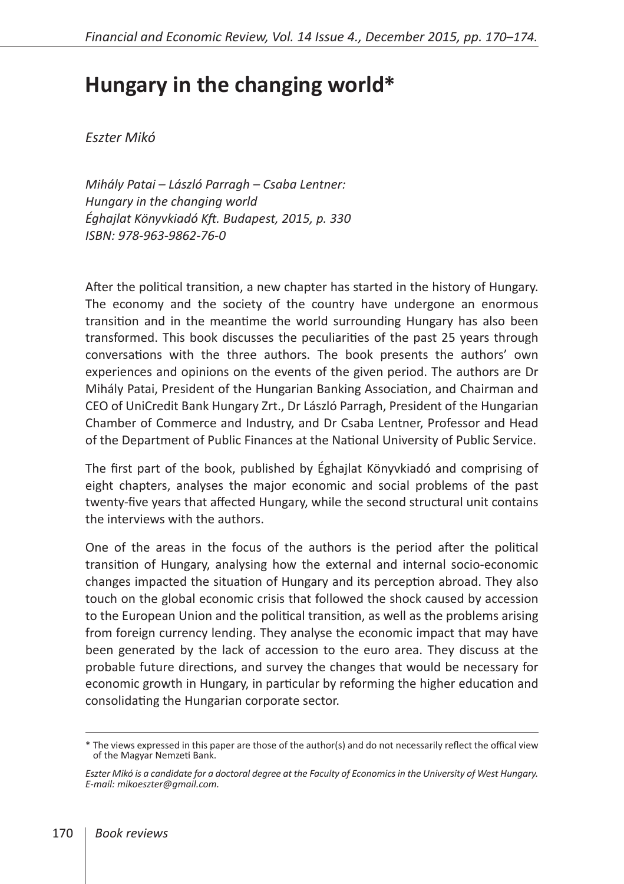# Hungary in the changing world*

*Eszter Mikó*

*Mihály Patai – László Parragh – Csaba Lentner:*
*Hungary in the changing world*
*Éghajlat Könyvkiadó Kft. Budapest, 2015, p. 330*
*ISBN: 978-963-9862-76-0*

After the political transition, a new chapter has started in the history of Hungary. The economy and the society of the country have undergone an enormous transition and in the meantime the world surrounding Hungary has also been transformed. This book discusses the peculiarities of the past 25 years through conversations with the three authors. The book presents the authors' own experiences and opinions on the events of the given period. The authors are Dr Mihály Patai, President of the Hungarian Banking Association, and Chairman and CEO of UniCredit Bank Hungary Zrt., Dr László Parragh, President of the Hungarian Chamber of Commerce and Industry, and Dr Csaba Lentner, Professor and Head of the Department of Public Finances at the National University of Public Service.

The first part of the book, published by Éghajlat Könyvkiadó and comprising of eight chapters, analyses the major economic and social problems of the past twenty-five years that affected Hungary, while the second structural unit contains the interviews with the authors.

One of the areas in the focus of the authors is the period after the political transition of Hungary, analysing how the external and internal socio-economic changes impacted the situation of Hungary and its perception abroad. They also touch on the global economic crisis that followed the shock caused by accession to the European Union and the political transition, as well as the problems arising from foreign currency lending. They analyse the economic impact that may have been generated by the lack of accession to the euro area. They discuss at the probable future directions, and survey the changes that would be necessary for economic growth in Hungary, in particular by reforming the higher education and consolidating the Hungarian corporate sector.

---

\* The views expressed in this paper are those of the author(s) and do not necessarily reflect the offical view of the Magyar Nemzeti Bank.

*Eszter Mikó is a candidate for a doctoral degree at the Faculty of Economics in the University of West Hungary. E-mail: mikoeszter@gmail.com.*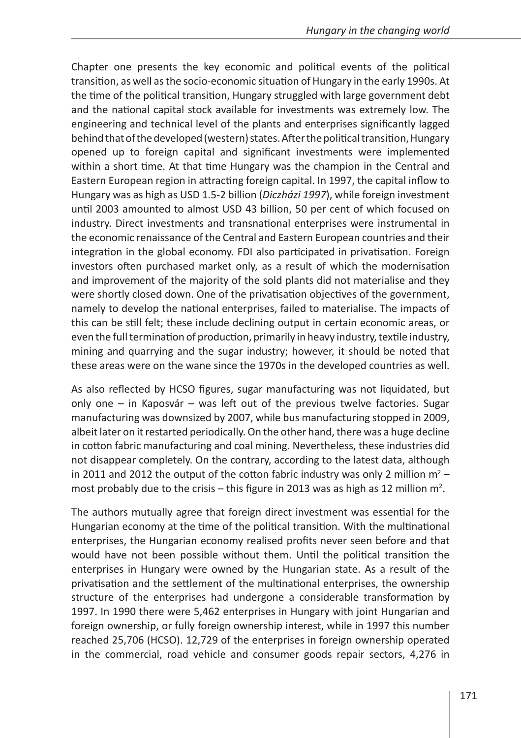Chapter one presents the key economic and political events of the political transition, as well as the socio-economic situation of Hungary in the early 1990s. At the time of the political transition, Hungary struggled with large government debt and the national capital stock available for investments was extremely low. The engineering and technical level of the plants and enterprises significantly lagged behind that of the developed (western) states. After the political transition, Hungary opened up to foreign capital and significant investments were implemented within a short time. At that time Hungary was the champion in the Central and Eastern European region in attracting foreign capital. In 1997, the capital inflow to Hungary was as high as USD 1.5-2 billion (*Diczházi 1997*), while foreign investment until 2003 amounted to almost USD 43 billion, 50 per cent of which focused on industry. Direct investments and transnational enterprises were instrumental in the economic renaissance of the Central and Eastern European countries and their integration in the global economy. FDI also participated in privatisation. Foreign investors often purchased market only, as a result of which the modernisation and improvement of the majority of the sold plants did not materialise and they were shortly closed down. One of the privatisation objectives of the government, namely to develop the national enterprises, failed to materialise. The impacts of this can be still felt; these include declining output in certain economic areas, or even the full termination of production, primarily in heavy industry, textile industry, mining and quarrying and the sugar industry; however, it should be noted that these areas were on the wane since the 1970s in the developed countries as well.

As also reflected by HCSO figures, sugar manufacturing was not liquidated, but only one – in Kaposvár – was left out of the previous twelve factories. Sugar manufacturing was downsized by 2007, while bus manufacturing stopped in 2009, albeit later on it restarted periodically. On the other hand, there was a huge decline in cotton fabric manufacturing and coal mining. Nevertheless, these industries did not disappear completely. On the contrary, according to the latest data, although in 2011 and 2012 the output of the cotton fabric industry was only 2 million $m^2$ – most probably due to the crisis – this figure in 2013 was as high as 12 million $m^2$.

The authors mutually agree that foreign direct investment was essential for the Hungarian economy at the time of the political transition. With the multinational enterprises, the Hungarian economy realised profits never seen before and that would have not been possible without them. Until the political transition the enterprises in Hungary were owned by the Hungarian state. As a result of the privatisation and the settlement of the multinational enterprises, the ownership structure of the enterprises had undergone a considerable transformation by 1997. In 1990 there were 5,462 enterprises in Hungary with joint Hungarian and foreign ownership, or fully foreign ownership interest, while in 1997 this number reached 25,706 (HCSO). 12,729 of the enterprises in foreign ownership operated in the commercial, road vehicle and consumer goods repair sectors, 4,276 in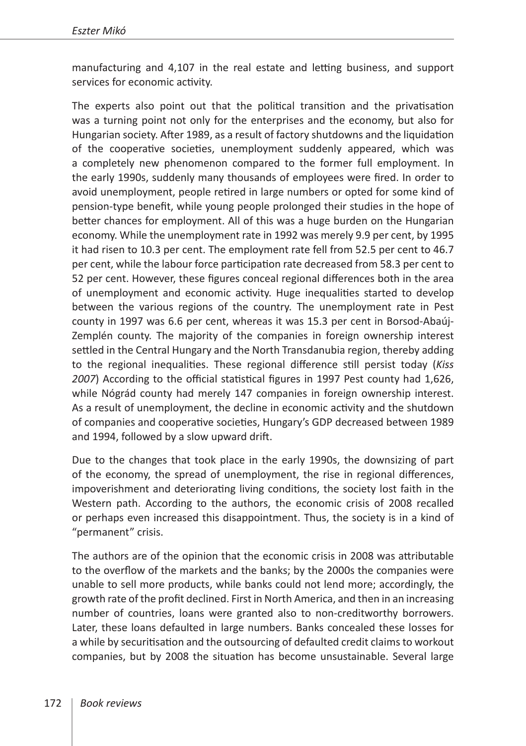manufacturing and 4,107 in the real estate and letting business, and support services for economic activity.

The experts also point out that the political transition and the privatisation was a turning point not only for the enterprises and the economy, but also for Hungarian society. After 1989, as a result of factory shutdowns and the liquidation of the cooperative societies, unemployment suddenly appeared, which was a completely new phenomenon compared to the former full employment. In the early 1990s, suddenly many thousands of employees were fired. In order to avoid unemployment, people retired in large numbers or opted for some kind of pension-type benefit, while young people prolonged their studies in the hope of better chances for employment. All of this was a huge burden on the Hungarian economy. While the unemployment rate in 1992 was merely 9.9 per cent, by 1995 it had risen to 10.3 per cent. The employment rate fell from 52.5 per cent to 46.7 per cent, while the labour force participation rate decreased from 58.3 per cent to 52 per cent. However, these figures conceal regional differences both in the area of unemployment and economic activity. Huge inequalities started to develop between the various regions of the country. The unemployment rate in Pest county in 1997 was 6.6 per cent, whereas it was 15.3 per cent in Borsod-Abaúj-Zemplén county. The majority of the companies in foreign ownership interest settled in the Central Hungary and the North Transdanubia region, thereby adding to the regional inequalities. These regional difference still persist today (*Kiss 2007*) According to the official statistical figures in 1997 Pest county had 1,626, while Nógrád county had merely 147 companies in foreign ownership interest. As a result of unemployment, the decline in economic activity and the shutdown of companies and cooperative societies, Hungary's GDP decreased between 1989 and 1994, followed by a slow upward drift.

Due to the changes that took place in the early 1990s, the downsizing of part of the economy, the spread of unemployment, the rise in regional differences, impoverishment and deteriorating living conditions, the society lost faith in the Western path. According to the authors, the economic crisis of 2008 recalled or perhaps even increased this disappointment. Thus, the society is in a kind of "permanent" crisis.

The authors are of the opinion that the economic crisis in 2008 was attributable to the overflow of the markets and the banks; by the 2000s the companies were unable to sell more products, while banks could not lend more; accordingly, the growth rate of the profit declined. First in North America, and then in an increasing number of countries, loans were granted also to non-creditworthy borrowers. Later, these loans defaulted in large numbers. Banks concealed these losses for a while by securitisation and the outsourcing of defaulted credit claims to workout companies, but by 2008 the situation has become unsustainable. Several large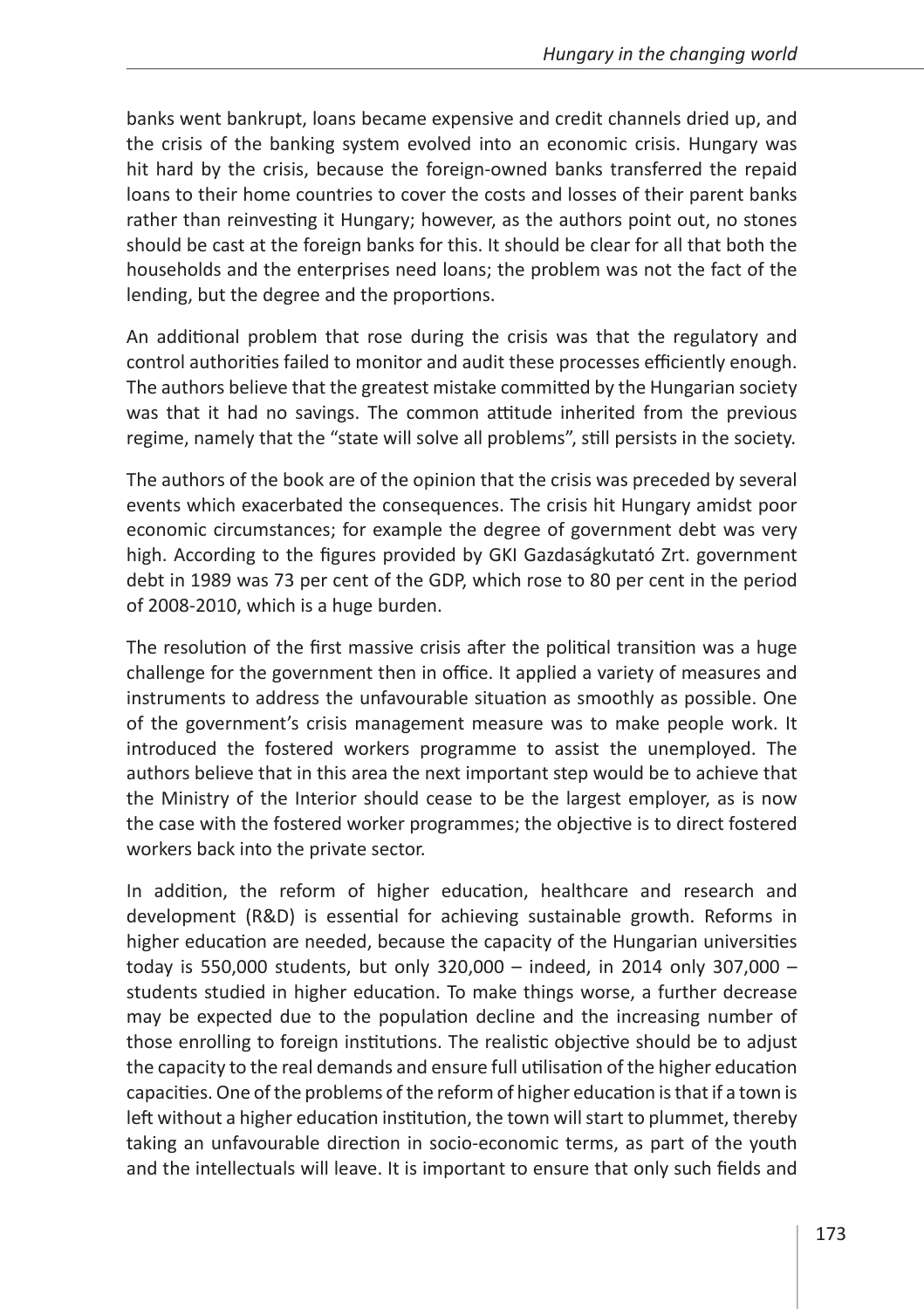banks went bankrupt, loans became expensive and credit channels dried up, and the crisis of the banking system evolved into an economic crisis. Hungary was hit hard by the crisis, because the foreign-owned banks transferred the repaid loans to their home countries to cover the costs and losses of their parent banks rather than reinvesting it Hungary; however, as the authors point out, no stones should be cast at the foreign banks for this. It should be clear for all that both the households and the enterprises need loans; the problem was not the fact of the lending, but the degree and the proportions.

An additional problem that rose during the crisis was that the regulatory and control authorities failed to monitor and audit these processes efficiently enough. The authors believe that the greatest mistake committed by the Hungarian society was that it had no savings. The common attitude inherited from the previous regime, namely that the "state will solve all problems", still persists in the society.

The authors of the book are of the opinion that the crisis was preceded by several events which exacerbated the consequences. The crisis hit Hungary amidst poor economic circumstances; for example the degree of government debt was very high. According to the figures provided by GKI Gazdaságkutató Zrt. government debt in 1989 was 73 per cent of the GDP, which rose to 80 per cent in the period of 2008-2010, which is a huge burden.

The resolution of the first massive crisis after the political transition was a huge challenge for the government then in office. It applied a variety of measures and instruments to address the unfavourable situation as smoothly as possible. One of the government's crisis management measure was to make people work. It introduced the fostered workers programme to assist the unemployed. The authors believe that in this area the next important step would be to achieve that the Ministry of the Interior should cease to be the largest employer, as is now the case with the fostered worker programmes; the objective is to direct fostered workers back into the private sector.

In addition, the reform of higher education, healthcare and research and development (R&D) is essential for achieving sustainable growth. Reforms in higher education are needed, because the capacity of the Hungarian universities today is 550,000 students, but only 320,000 – indeed, in 2014 only 307,000 – students studied in higher education. To make things worse, a further decrease may be expected due to the population decline and the increasing number of those enrolling to foreign institutions. The realistic objective should be to adjust the capacity to the real demands and ensure full utilisation of the higher education capacities. One of the problems of the reform of higher education is that if a town is left without a higher education institution, the town will start to plummet, thereby taking an unfavourable direction in socio-economic terms, as part of the youth and the intellectuals will leave. It is important to ensure that only such fields and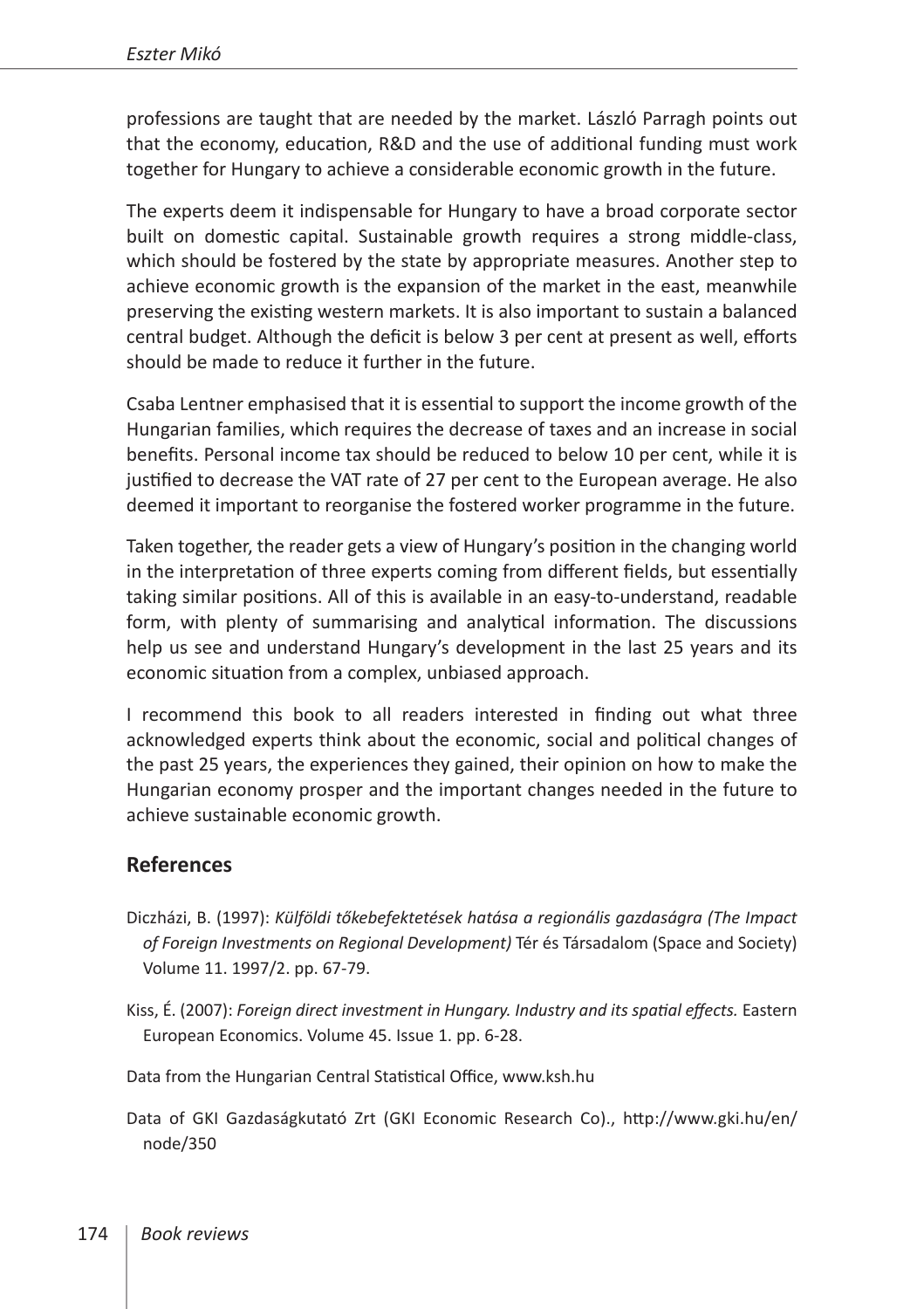professions are taught that are needed by the market. László Parragh points out that the economy, education, R&D and the use of additional funding must work together for Hungary to achieve a considerable economic growth in the future.

The experts deem it indispensable for Hungary to have a broad corporate sector built on domestic capital. Sustainable growth requires a strong middle-class, which should be fostered by the state by appropriate measures. Another step to achieve economic growth is the expansion of the market in the east, meanwhile preserving the existing western markets. It is also important to sustain a balanced central budget. Although the deficit is below 3 per cent at present as well, efforts should be made to reduce it further in the future.

Csaba Lentner emphasised that it is essential to support the income growth of the Hungarian families, which requires the decrease of taxes and an increase in social benefits. Personal income tax should be reduced to below 10 per cent, while it is justified to decrease the VAT rate of 27 per cent to the European average. He also deemed it important to reorganise the fostered worker programme in the future.

Taken together, the reader gets a view of Hungary's position in the changing world in the interpretation of three experts coming from different fields, but essentially taking similar positions. All of this is available in an easy-to-understand, readable form, with plenty of summarising and analytical information. The discussions help us see and understand Hungary's development in the last 25 years and its economic situation from a complex, unbiased approach.

I recommend this book to all readers interested in finding out what three acknowledged experts think about the economic, social and political changes of the past 25 years, the experiences they gained, their opinion on how to make the Hungarian economy prosper and the important changes needed in the future to achieve sustainable economic growth.

## References

Diczházi, B. (1997): *Külföldi tőkebefektetések hatása a regionális gazdaságra (The Impact of Foreign Investments on Regional Development)* Tér és Társadalom (Space and Society) Volume 11. 1997/2. pp. 67-79.

Kiss, É. (2007): *Foreign direct investment in Hungary. Industry and its spatial effects.* Eastern European Economics. Volume 45. Issue 1. pp. 6-28.

Data from the Hungarian Central Statistical Office, www.ksh.hu

Data of GKI Gazdaságkutató Zrt (GKI Economic Research Co)., http://www.gki.hu/en/node/350